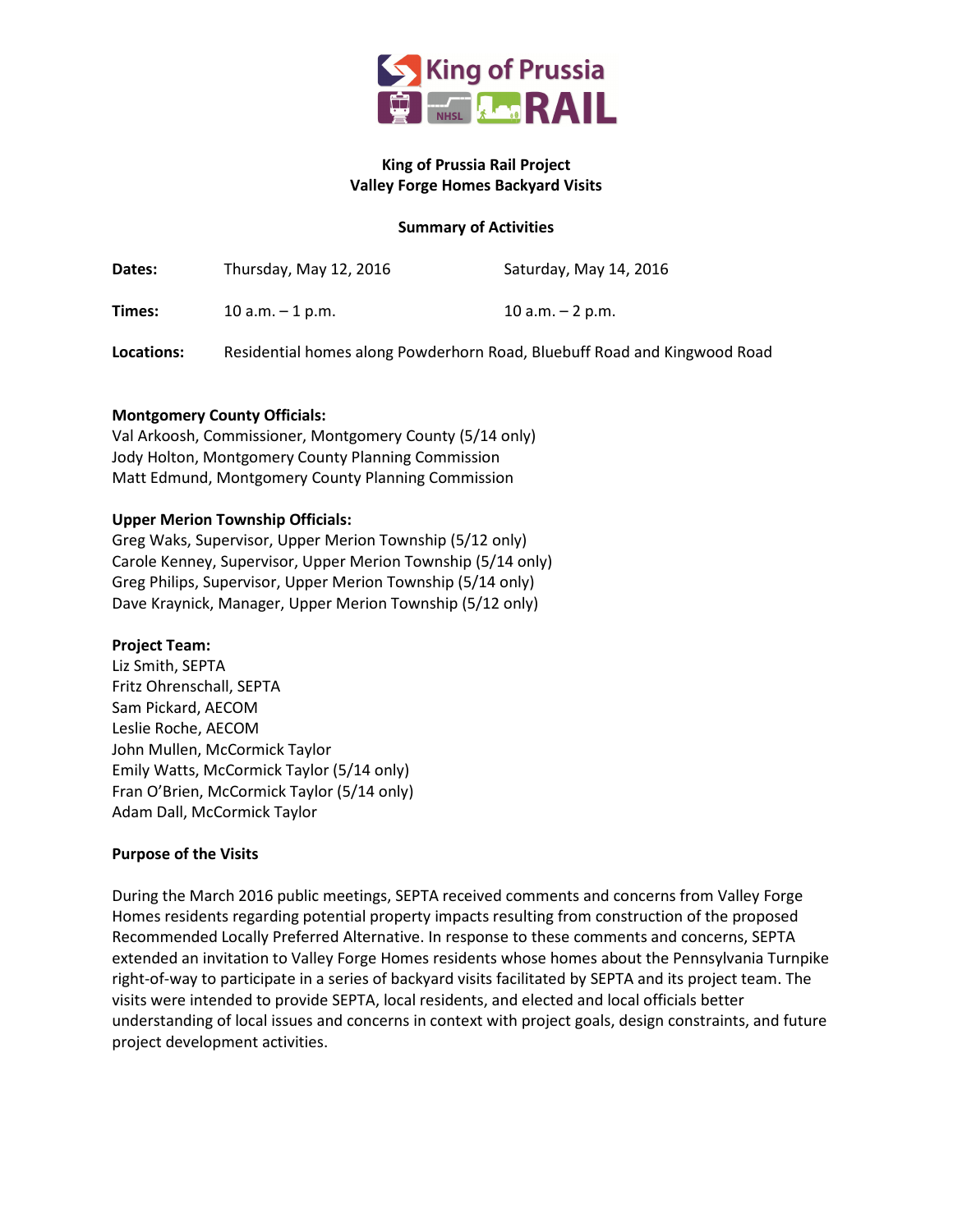# King of Prussia Rail Project
## Valley Forge Homes Backyard Visits

### Summary of Activities

| | | |
|---|---|---|
| **Dates:** | Thursday, May 12, 2016 | Saturday, May 14, 2016 |
| **Times:** | 10 a.m. – 1 p.m. | 10 a.m. – 2 p.m. |
| **Locations:** | Residential homes along Powderhorn Road, Bluebuff Road and Kingwood Road | |

**Montgomery County Officials:**
Val Arkoosh, Commissioner, Montgomery County (5/14 only)
Jody Holton, Montgomery County Planning Commission
Matt Edmund, Montgomery County Planning Commission

**Upper Merion Township Officials:**
Greg Waks, Supervisor, Upper Merion Township (5/12 only)
Carole Kenney, Supervisor, Upper Merion Township (5/14 only)
Greg Philips, Supervisor, Upper Merion Township (5/14 only)
Dave Kraynick, Manager, Upper Merion Township (5/12 only)

**Project Team:**
Liz Smith, SEPTA
Fritz Ohrenschall, SEPTA
Sam Pickard, AECOM
Leslie Roche, AECOM
John Mullen, McCormick Taylor
Emily Watts, McCormick Taylor (5/14 only)
Fran O'Brien, McCormick Taylor (5/14 only)
Adam Dall, McCormick Taylor

**Purpose of the Visits**

During the March 2016 public meetings, SEPTA received comments and concerns from Valley Forge Homes residents regarding potential property impacts resulting from construction of the proposed Recommended Locally Preferred Alternative. In response to these comments and concerns, SEPTA extended an invitation to Valley Forge Homes residents whose homes abut the Pennsylvania Turnpike right-of-way to participate in a series of backyard visits facilitated by SEPTA and its project team. The visits were intended to provide SEPTA, local residents, and elected and local officials better understanding of local issues and concerns in context with project goals, design constraints, and future project development activities.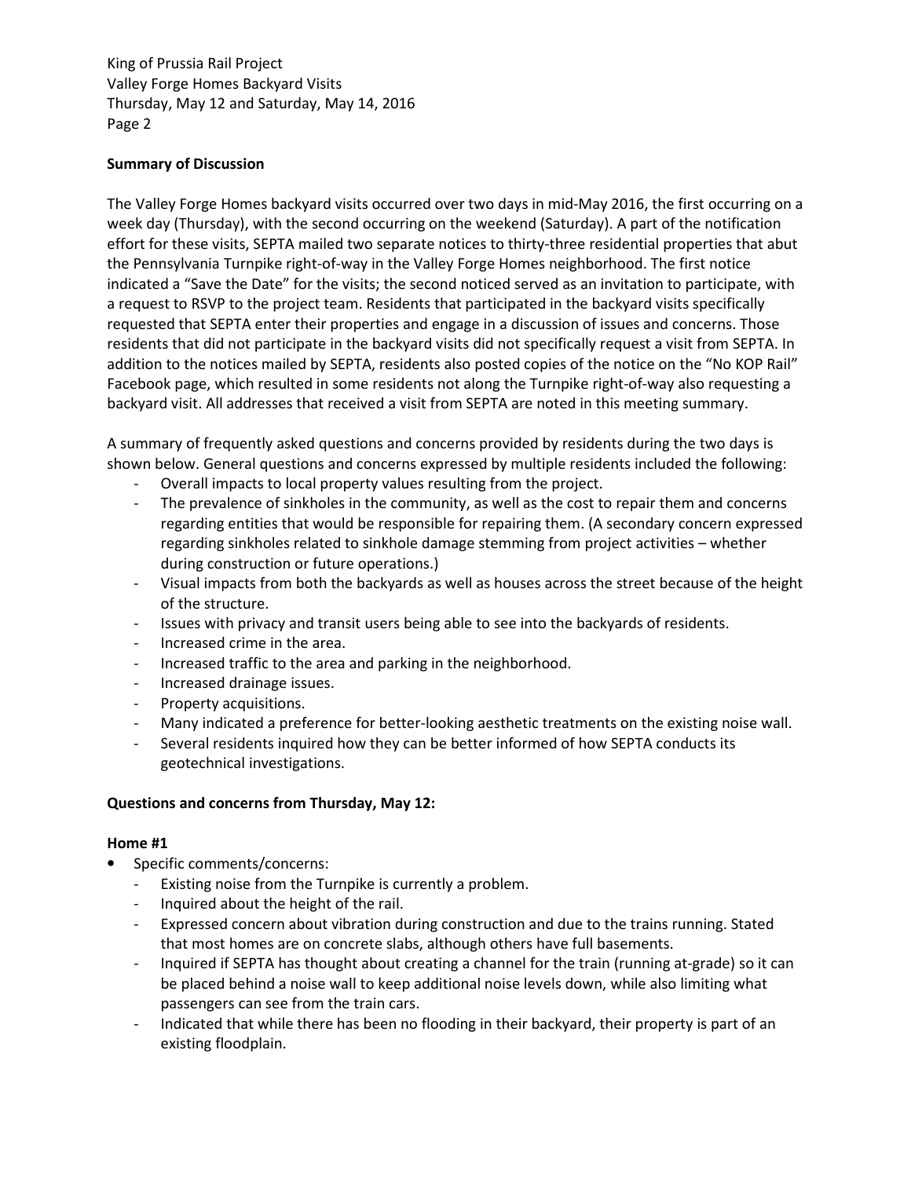**Summary of Discussion**

The Valley Forge Homes backyard visits occurred over two days in mid-May 2016, the first occurring on a week day (Thursday), with the second occurring on the weekend (Saturday). A part of the notification effort for these visits, SEPTA mailed two separate notices to thirty-three residential properties that abut the Pennsylvania Turnpike right-of-way in the Valley Forge Homes neighborhood. The first notice indicated a "Save the Date" for the visits; the second noticed served as an invitation to participate, with a request to RSVP to the project team. Residents that participated in the backyard visits specifically requested that SEPTA enter their properties and engage in a discussion of issues and concerns. Those residents that did not participate in the backyard visits did not specifically request a visit from SEPTA. In addition to the notices mailed by SEPTA, residents also posted copies of the notice on the "No KOP Rail" Facebook page, which resulted in some residents not along the Turnpike right-of-way also requesting a backyard visit. All addresses that received a visit from SEPTA are noted in this meeting summary.

A summary of frequently asked questions and concerns provided by residents during the two days is shown below. General questions and concerns expressed by multiple residents included the following:

- Overall impacts to local property values resulting from the project.
- The prevalence of sinkholes in the community, as well as the cost to repair them and concerns regarding entities that would be responsible for repairing them. (A secondary concern expressed regarding sinkholes related to sinkhole damage stemming from project activities – whether during construction or future operations.)
- Visual impacts from both the backyards as well as houses across the street because of the height of the structure.
- Issues with privacy and transit users being able to see into the backyards of residents.
- Increased crime in the area.
- Increased traffic to the area and parking in the neighborhood.
- Increased drainage issues.
- Property acquisitions.
- Many indicated a preference for better-looking aesthetic treatments on the existing noise wall.
- Several residents inquired how they can be better informed of how SEPTA conducts its geotechnical investigations.

**Questions and concerns from Thursday, May 12:**

**Home #1**

- Specific comments/concerns:
  - Existing noise from the Turnpike is currently a problem.
  - Inquired about the height of the rail.
  - Expressed concern about vibration during construction and due to the trains running. Stated that most homes are on concrete slabs, although others have full basements.
  - Inquired if SEPTA has thought about creating a channel for the train (running at-grade) so it can be placed behind a noise wall to keep additional noise levels down, while also limiting what passengers can see from the train cars.
  - Indicated that while there has been no flooding in their backyard, their property is part of an existing floodplain.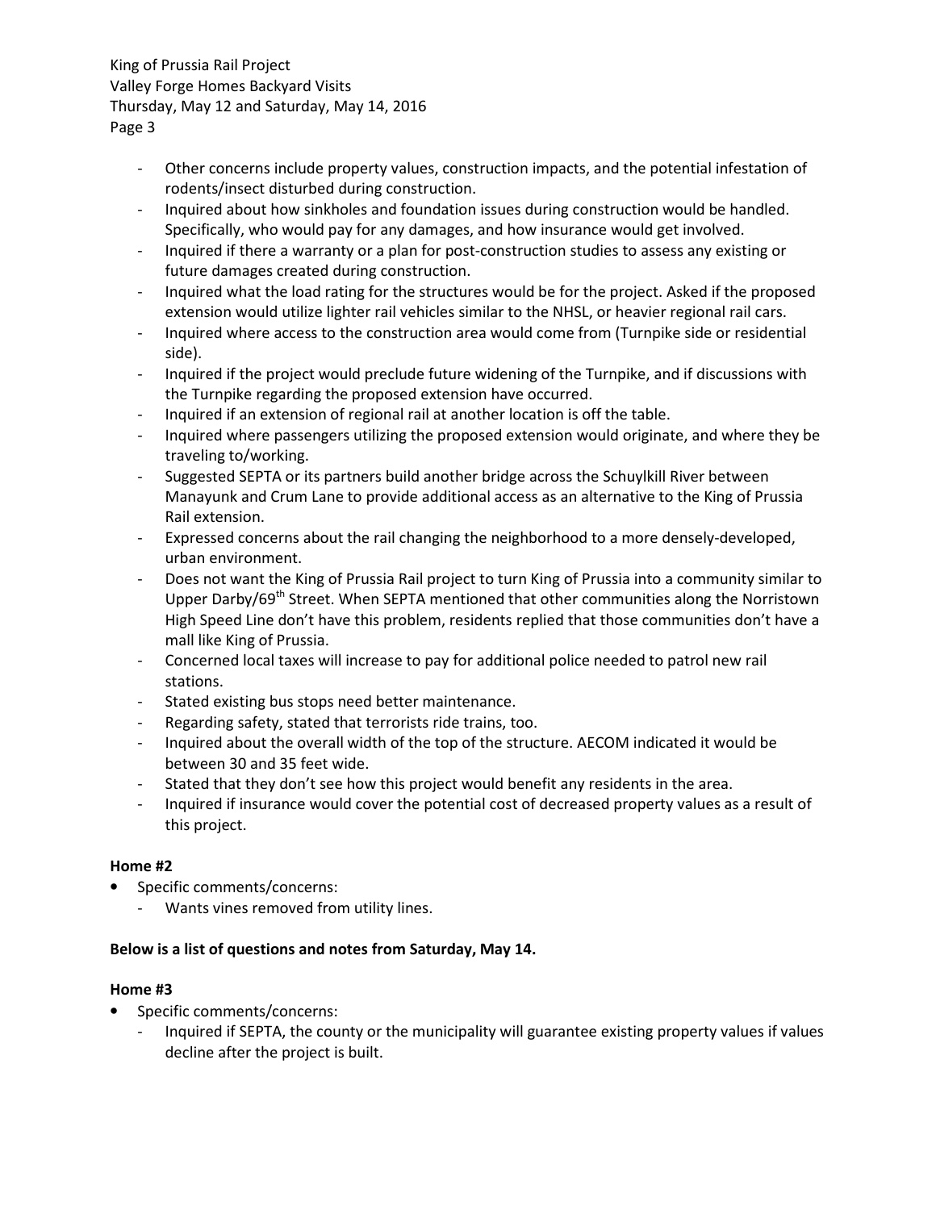- Other concerns include property values, construction impacts, and the potential infestation of rodents/insect disturbed during construction.
- Inquired about how sinkholes and foundation issues during construction would be handled. Specifically, who would pay for any damages, and how insurance would get involved.
- Inquired if there a warranty or a plan for post-construction studies to assess any existing or future damages created during construction.
- Inquired what the load rating for the structures would be for the project. Asked if the proposed extension would utilize lighter rail vehicles similar to the NHSL, or heavier regional rail cars.
- Inquired where access to the construction area would come from (Turnpike side or residential side).
- Inquired if the project would preclude future widening of the Turnpike, and if discussions with the Turnpike regarding the proposed extension have occurred.
- Inquired if an extension of regional rail at another location is off the table.
- Inquired where passengers utilizing the proposed extension would originate, and where they be traveling to/working.
- Suggested SEPTA or its partners build another bridge across the Schuylkill River between Manayunk and Crum Lane to provide additional access as an alternative to the King of Prussia Rail extension.
- Expressed concerns about the rail changing the neighborhood to a more densely-developed, urban environment.
- Does not want the King of Prussia Rail project to turn King of Prussia into a community similar to Upper Darby/69th Street. When SEPTA mentioned that other communities along the Norristown High Speed Line don't have this problem, residents replied that those communities don't have a mall like King of Prussia.
- Concerned local taxes will increase to pay for additional police needed to patrol new rail stations.
- Stated existing bus stops need better maintenance.
- Regarding safety, stated that terrorists ride trains, too.
- Inquired about the overall width of the top of the structure. AECOM indicated it would be between 30 and 35 feet wide.
- Stated that they don't see how this project would benefit any residents in the area.
- Inquired if insurance would cover the potential cost of decreased property values as a result of this project.

**Home #2**

- Specific comments/concerns:
  - Wants vines removed from utility lines.

**Below is a list of questions and notes from Saturday, May 14.**

**Home #3**

- Specific comments/concerns:
  - Inquired if SEPTA, the county or the municipality will guarantee existing property values if values decline after the project is built.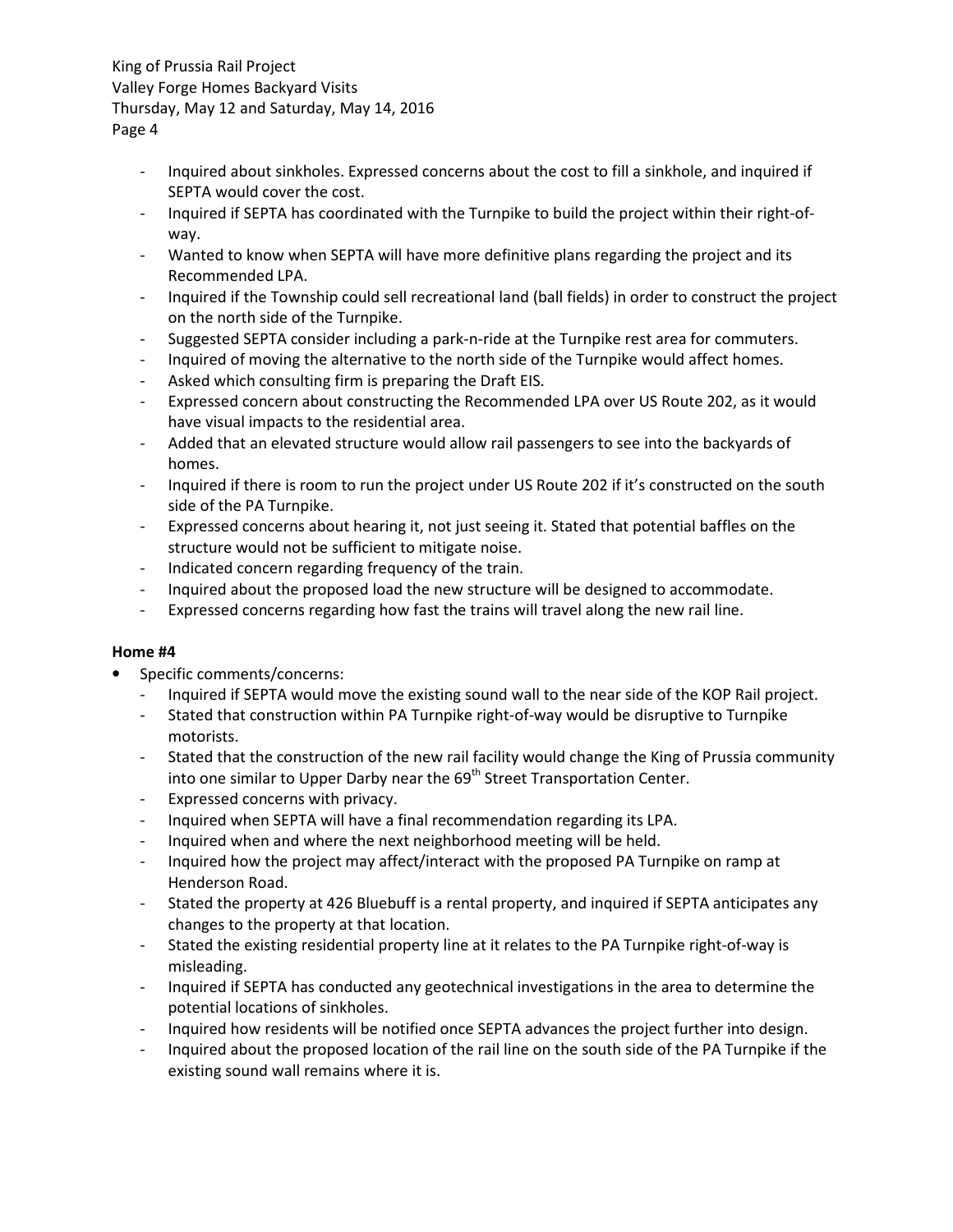- Inquired about sinkholes. Expressed concerns about the cost to fill a sinkhole, and inquired if SEPTA would cover the cost.
- Inquired if SEPTA has coordinated with the Turnpike to build the project within their right-of-way.
- Wanted to know when SEPTA will have more definitive plans regarding the project and its Recommended LPA.
- Inquired if the Township could sell recreational land (ball fields) in order to construct the project on the north side of the Turnpike.
- Suggested SEPTA consider including a park-n-ride at the Turnpike rest area for commuters.
- Inquired of moving the alternative to the north side of the Turnpike would affect homes.
- Asked which consulting firm is preparing the Draft EIS.
- Expressed concern about constructing the Recommended LPA over US Route 202, as it would have visual impacts to the residential area.
- Added that an elevated structure would allow rail passengers to see into the backyards of homes.
- Inquired if there is room to run the project under US Route 202 if it's constructed on the south side of the PA Turnpike.
- Expressed concerns about hearing it, not just seeing it. Stated that potential baffles on the structure would not be sufficient to mitigate noise.
- Indicated concern regarding frequency of the train.
- Inquired about the proposed load the new structure will be designed to accommodate.
- Expressed concerns regarding how fast the trains will travel along the new rail line.

**Home #4**

- Specific comments/concerns:
  - Inquired if SEPTA would move the existing sound wall to the near side of the KOP Rail project.
  - Stated that construction within PA Turnpike right-of-way would be disruptive to Turnpike motorists.
  - Stated that the construction of the new rail facility would change the King of Prussia community into one similar to Upper Darby near the 69th Street Transportation Center.
  - Expressed concerns with privacy.
  - Inquired when SEPTA will have a final recommendation regarding its LPA.
  - Inquired when and where the next neighborhood meeting will be held.
  - Inquired how the project may affect/interact with the proposed PA Turnpike on ramp at Henderson Road.
  - Stated the property at 426 Bluebuff is a rental property, and inquired if SEPTA anticipates any changes to the property at that location.
  - Stated the existing residential property line at it relates to the PA Turnpike right-of-way is misleading.
  - Inquired if SEPTA has conducted any geotechnical investigations in the area to determine the potential locations of sinkholes.
  - Inquired how residents will be notified once SEPTA advances the project further into design.
  - Inquired about the proposed location of the rail line on the south side of the PA Turnpike if the existing sound wall remains where it is.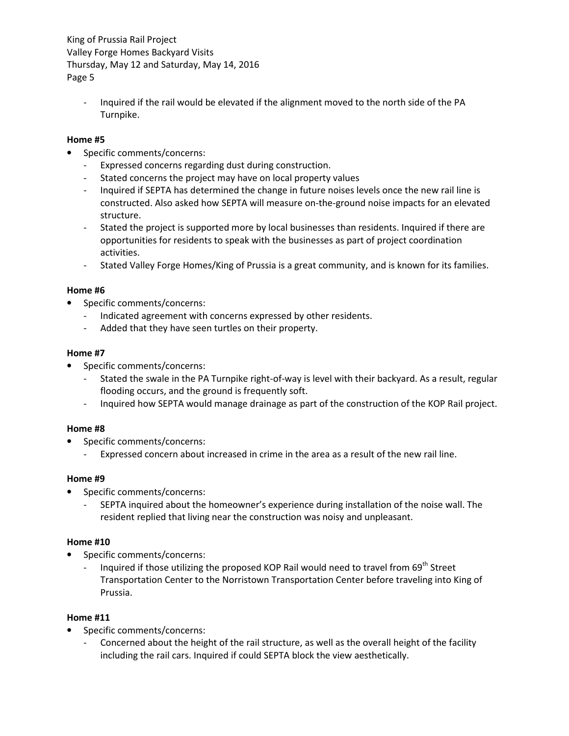- Inquired if the rail would be elevated if the alignment moved to the north side of the PA Turnpike.

**Home #5**

- Specific comments/concerns:
  - Expressed concerns regarding dust during construction.
  - Stated concerns the project may have on local property values
  - Inquired if SEPTA has determined the change in future noises levels once the new rail line is constructed. Also asked how SEPTA will measure on-the-ground noise impacts for an elevated structure.
  - Stated the project is supported more by local businesses than residents. Inquired if there are opportunities for residents to speak with the businesses as part of project coordination activities.
  - Stated Valley Forge Homes/King of Prussia is a great community, and is known for its families.

**Home #6**

- Specific comments/concerns:
  - Indicated agreement with concerns expressed by other residents.
  - Added that they have seen turtles on their property.

**Home #7**

- Specific comments/concerns:
  - Stated the swale in the PA Turnpike right-of-way is level with their backyard. As a result, regular flooding occurs, and the ground is frequently soft.
  - Inquired how SEPTA would manage drainage as part of the construction of the KOP Rail project.

**Home #8**

- Specific comments/concerns:
  - Expressed concern about increased in crime in the area as a result of the new rail line.

**Home #9**

- Specific comments/concerns:
  - SEPTA inquired about the homeowner's experience during installation of the noise wall. The resident replied that living near the construction was noisy and unpleasant.

**Home #10**

- Specific comments/concerns:
  - Inquired if those utilizing the proposed KOP Rail would need to travel from 69th Street Transportation Center to the Norristown Transportation Center before traveling into King of Prussia.

**Home #11**

- Specific comments/concerns:
  - Concerned about the height of the rail structure, as well as the overall height of the facility including the rail cars. Inquired if could SEPTA block the view aesthetically.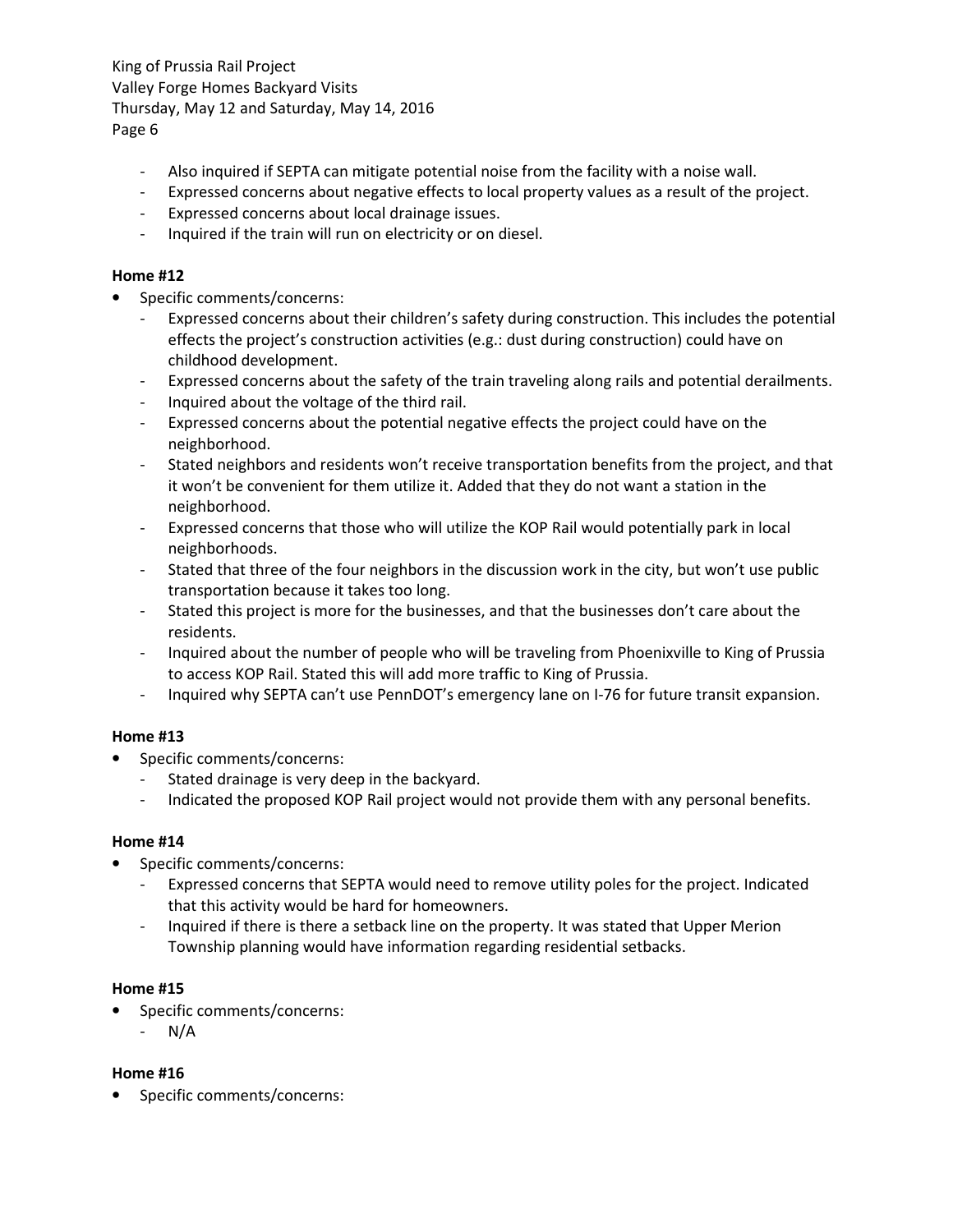- Also inquired if SEPTA can mitigate potential noise from the facility with a noise wall.
- Expressed concerns about negative effects to local property values as a result of the project.
- Expressed concerns about local drainage issues.
- Inquired if the train will run on electricity or on diesel.

**Home #12**

- Specific comments/concerns:
  - Expressed concerns about their children's safety during construction. This includes the potential effects the project's construction activities (e.g.: dust during construction) could have on childhood development.
  - Expressed concerns about the safety of the train traveling along rails and potential derailments.
  - Inquired about the voltage of the third rail.
  - Expressed concerns about the potential negative effects the project could have on the neighborhood.
  - Stated neighbors and residents won't receive transportation benefits from the project, and that it won't be convenient for them utilize it. Added that they do not want a station in the neighborhood.
  - Expressed concerns that those who will utilize the KOP Rail would potentially park in local neighborhoods.
  - Stated that three of the four neighbors in the discussion work in the city, but won't use public transportation because it takes too long.
  - Stated this project is more for the businesses, and that the businesses don't care about the residents.
  - Inquired about the number of people who will be traveling from Phoenixville to King of Prussia to access KOP Rail. Stated this will add more traffic to King of Prussia.
  - Inquired why SEPTA can't use PennDOT's emergency lane on I-76 for future transit expansion.

**Home #13**

- Specific comments/concerns:
  - Stated drainage is very deep in the backyard.
  - Indicated the proposed KOP Rail project would not provide them with any personal benefits.

**Home #14**

- Specific comments/concerns:
  - Expressed concerns that SEPTA would need to remove utility poles for the project. Indicated that this activity would be hard for homeowners.
  - Inquired if there is there a setback line on the property. It was stated that Upper Merion Township planning would have information regarding residential setbacks.

**Home #15**

- Specific comments/concerns:
  - N/A

**Home #16**

- Specific comments/concerns: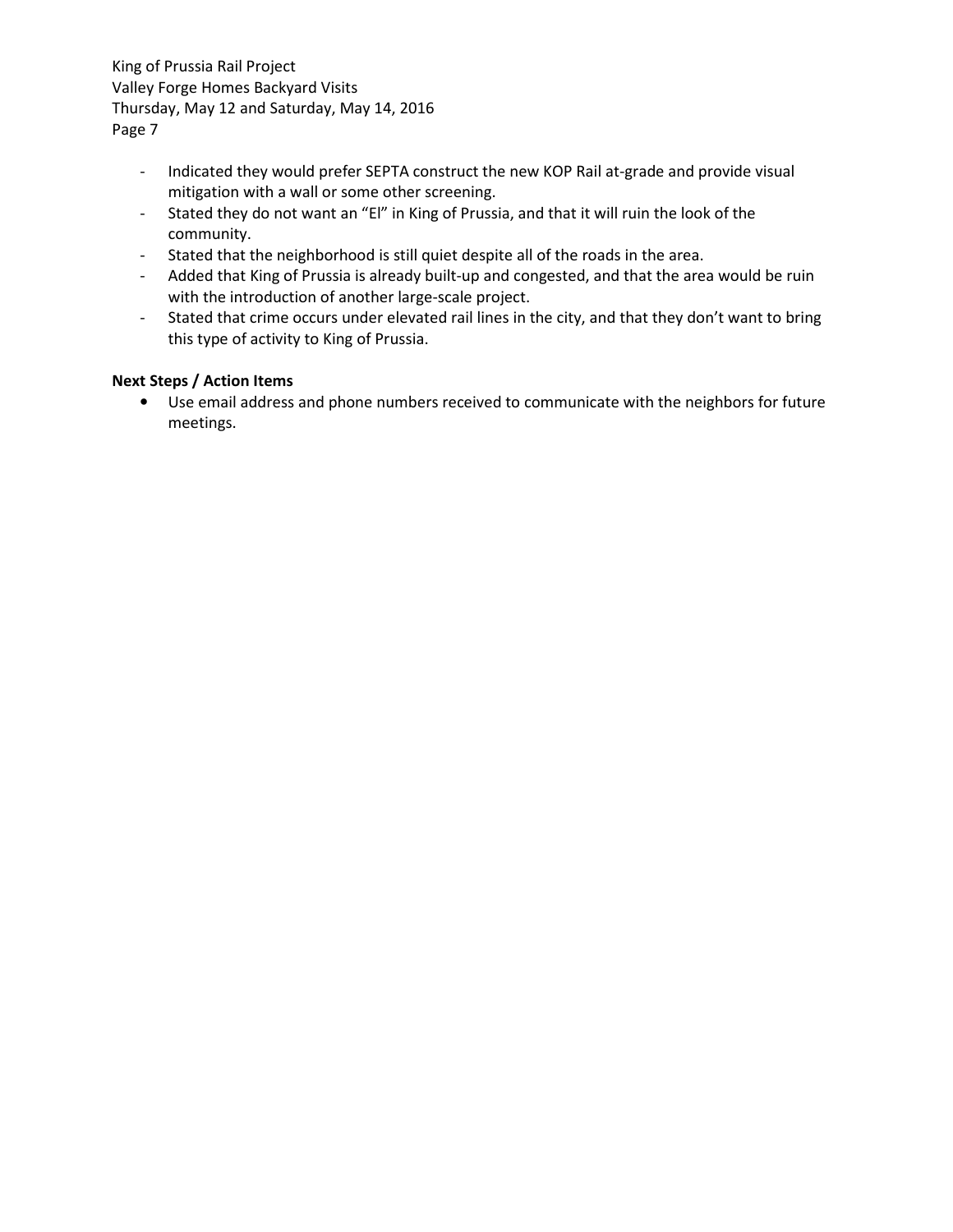- Indicated they would prefer SEPTA construct the new KOP Rail at-grade and provide visual mitigation with a wall or some other screening.
- Stated they do not want an "El" in King of Prussia, and that it will ruin the look of the community.
- Stated that the neighborhood is still quiet despite all of the roads in the area.
- Added that King of Prussia is already built-up and congested, and that the area would be ruin with the introduction of another large-scale project.
- Stated that crime occurs under elevated rail lines in the city, and that they don't want to bring this type of activity to King of Prussia.

**Next Steps / Action Items**

- Use email address and phone numbers received to communicate with the neighbors for future meetings.